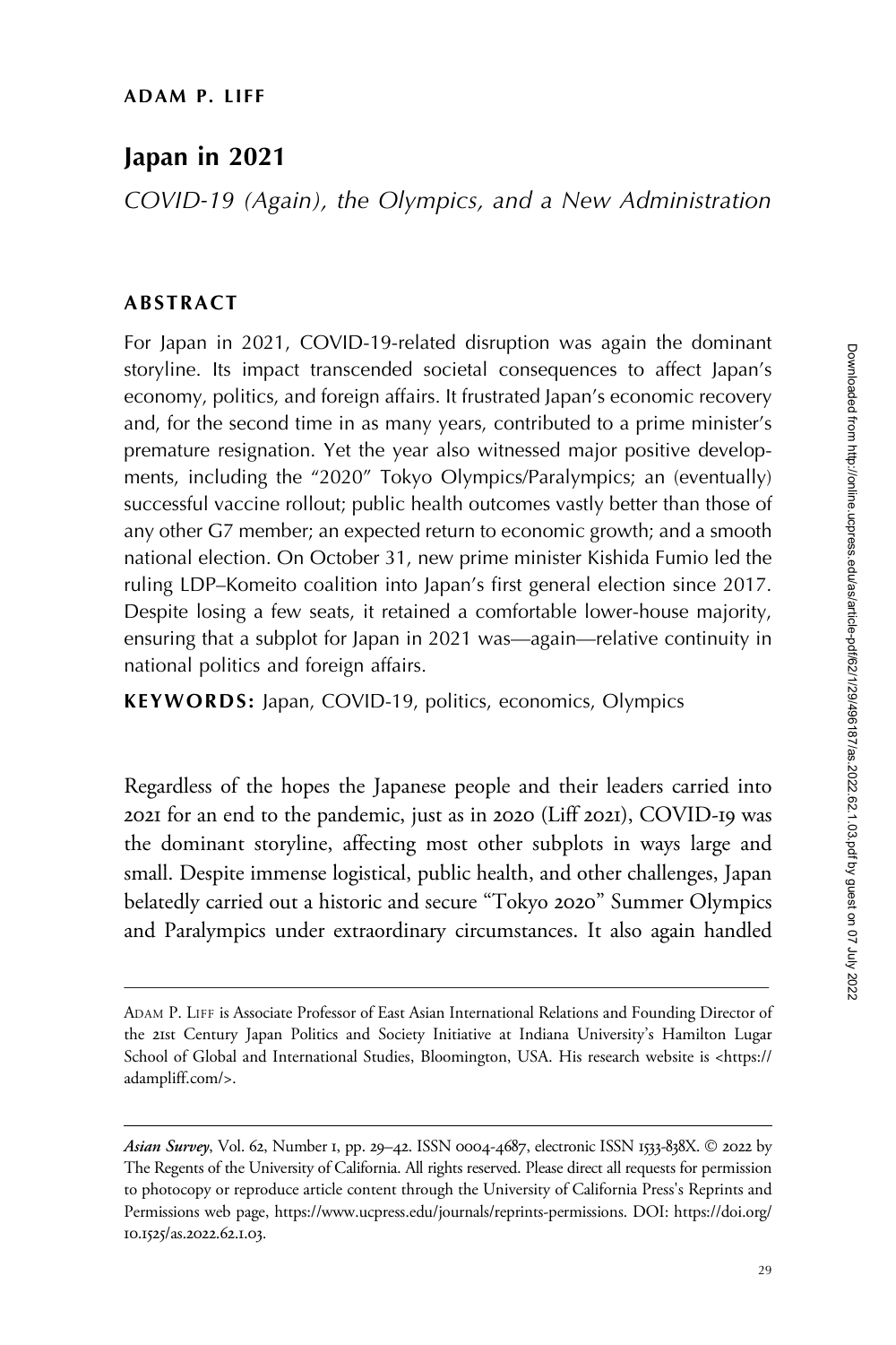ADAM P. LIFF

# Japan in 2021

*COVID-19 (Again), the Olympics, and a New Administration*

## ABSTRACT

For Japan in 2021, COVID-19-related disruption was again the dominant storyline. Its impact transcended societal consequences to affect Japan's economy, politics, and foreign affairs. It frustrated Japan's economic recovery and, for the second time in as many years, contributed to a prime minister's premature resignation. Yet the year also witnessed major positive developments, including the "2020" Tokyo Olympics/Paralympics; an (eventually) successful vaccine rollout; public health outcomes vastly better than those of any other G7 member; an expected return to economic growth; and a smooth national election. On October 31, new prime minister Kishida Fumio led the ruling LDP–Komeito coalition into Japan's first general election since 2017. Despite losing a few seats, it retained a comfortable lower-house majority, ensuring that a subplot for Japan in 2021 was—again—relative continuity in national politics and foreign affairs.

**KEYWORDS:** Japan, COVID-19, politics, economics, Olympics

Regardless of the hopes the Japanese people and their leaders carried into 2021 for an end to the pandemic, just as in 2020 (Liff 2021), COVID-19 was the dominant storyline, affecting most other subplots in ways large and small. Despite immense logistical, public health, and other challenges, Japan belatedly carried out a historic and secure "Tokyo 2020" Summer Olympics and Paralympics under extraordinary circumstances. It also again handled

---

ADAM P. LIFF is Associate Professor of East Asian International Relations and Founding Director of the 21st Century Japan Politics and Society Initiative at Indiana University's Hamilton Lugar School of Global and International Studies, Bloomington, USA. His research website is <https://adampliff.com/>.

---

*Asian Survey*, Vol. 62, Number 1, pp. 29–42. ISSN 0004-4687, electronic ISSN 1533-838X. © 2022 by The Regents of the University of California. All rights reserved. Please direct all requests for permission to photocopy or reproduce article content through the University of California Press's Reprints and Permissions web page, https://www.ucpress.edu/journals/reprints-permissions. DOI: https://doi.org/10.1525/as.2022.62.1.03.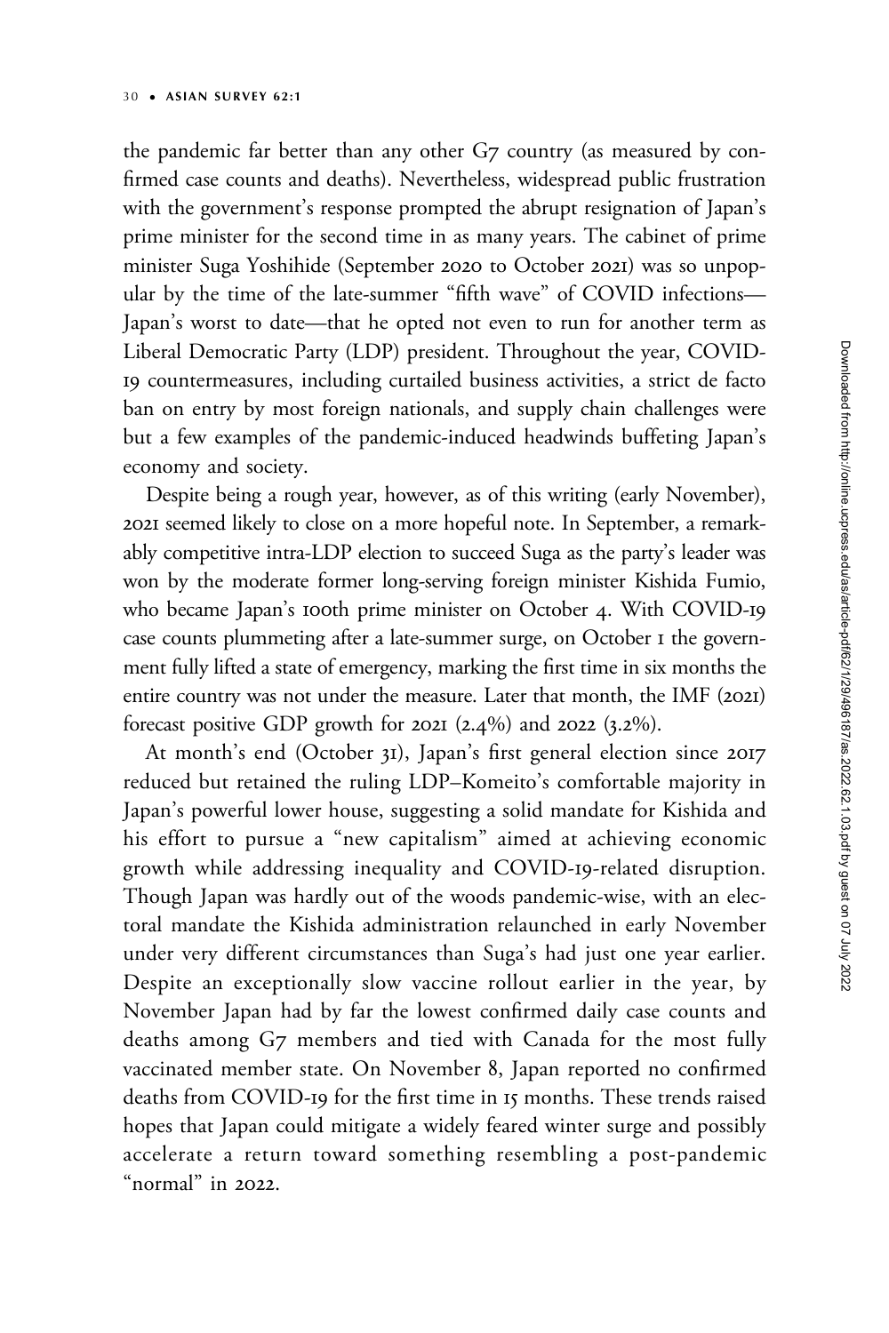the pandemic far better than any other G7 country (as measured by confirmed case counts and deaths). Nevertheless, widespread public frustration with the government's response prompted the abrupt resignation of Japan's prime minister for the second time in as many years. The cabinet of prime minister Suga Yoshihide (September 2020 to October 2021) was so unpopular by the time of the late-summer "fifth wave" of COVID infections—Japan's worst to date—that he opted not even to run for another term as Liberal Democratic Party (LDP) president. Throughout the year, COVID-19 countermeasures, including curtailed business activities, a strict de facto ban on entry by most foreign nationals, and supply chain challenges were but a few examples of the pandemic-induced headwinds buffeting Japan's economy and society.

Despite being a rough year, however, as of this writing (early November), 2021 seemed likely to close on a more hopeful note. In September, a remarkably competitive intra-LDP election to succeed Suga as the party's leader was won by the moderate former long-serving foreign minister Kishida Fumio, who became Japan's 100th prime minister on October 4. With COVID-19 case counts plummeting after a late-summer surge, on October 1 the government fully lifted a state of emergency, marking the first time in six months the entire country was not under the measure. Later that month, the IMF (2021) forecast positive GDP growth for 2021 (2.4%) and 2022 (3.2%).

At month's end (October 31), Japan's first general election since 2017 reduced but retained the ruling LDP–Komeito's comfortable majority in Japan's powerful lower house, suggesting a solid mandate for Kishida and his effort to pursue a "new capitalism" aimed at achieving economic growth while addressing inequality and COVID-19-related disruption. Though Japan was hardly out of the woods pandemic-wise, with an electoral mandate the Kishida administration relaunched in early November under very different circumstances than Suga's had just one year earlier. Despite an exceptionally slow vaccine rollout earlier in the year, by November Japan had by far the lowest confirmed daily case counts and deaths among G7 members and tied with Canada for the most fully vaccinated member state. On November 8, Japan reported no confirmed deaths from COVID-19 for the first time in 15 months. These trends raised hopes that Japan could mitigate a widely feared winter surge and possibly accelerate a return toward something resembling a post-pandemic "normal" in 2022.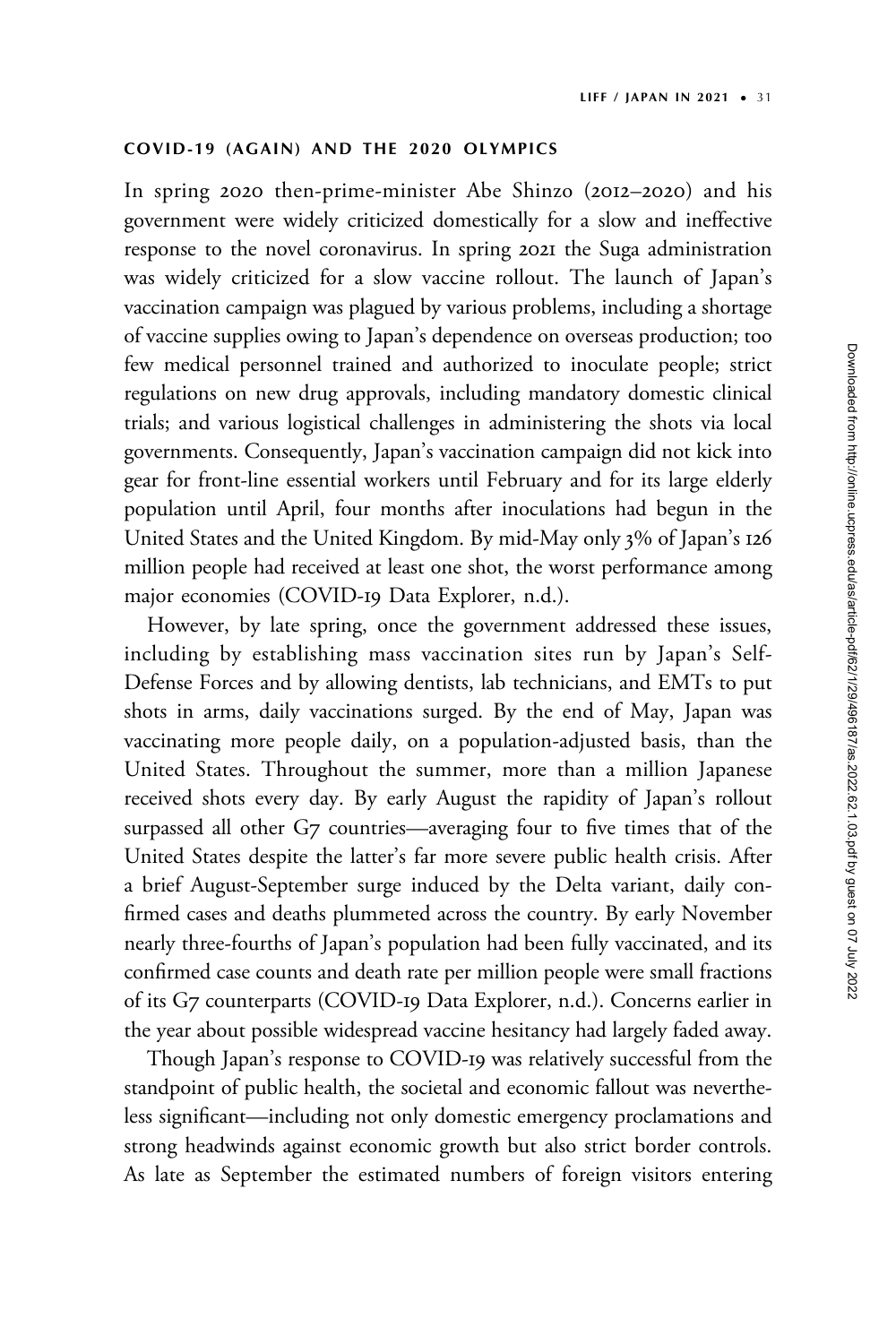### COVID-19 (AGAIN) AND THE 2020 OLYMPICS

In spring 2020 then-prime-minister Abe Shinzo (2012–2020) and his government were widely criticized domestically for a slow and ineffective response to the novel coronavirus. In spring 2021 the Suga administration was widely criticized for a slow vaccine rollout. The launch of Japan's vaccination campaign was plagued by various problems, including a shortage of vaccine supplies owing to Japan's dependence on overseas production; too few medical personnel trained and authorized to inoculate people; strict regulations on new drug approvals, including mandatory domestic clinical trials; and various logistical challenges in administering the shots via local governments. Consequently, Japan's vaccination campaign did not kick into gear for front-line essential workers until February and for its large elderly population until April, four months after inoculations had begun in the United States and the United Kingdom. By mid-May only 3% of Japan's 126 million people had received at least one shot, the worst performance among major economies (COVID-19 Data Explorer, n.d.).

However, by late spring, once the government addressed these issues, including by establishing mass vaccination sites run by Japan's Self-Defense Forces and by allowing dentists, lab technicians, and EMTs to put shots in arms, daily vaccinations surged. By the end of May, Japan was vaccinating more people daily, on a population-adjusted basis, than the United States. Throughout the summer, more than a million Japanese received shots every day. By early August the rapidity of Japan's rollout surpassed all other G7 countries—averaging four to five times that of the United States despite the latter's far more severe public health crisis. After a brief August-September surge induced by the Delta variant, daily confirmed cases and deaths plummeted across the country. By early November nearly three-fourths of Japan's population had been fully vaccinated, and its confirmed case counts and death rate per million people were small fractions of its G7 counterparts (COVID-19 Data Explorer, n.d.). Concerns earlier in the year about possible widespread vaccine hesitancy had largely faded away.

Though Japan's response to COVID-19 was relatively successful from the standpoint of public health, the societal and economic fallout was nevertheless significant—including not only domestic emergency proclamations and strong headwinds against economic growth but also strict border controls. As late as September the estimated numbers of foreign visitors entering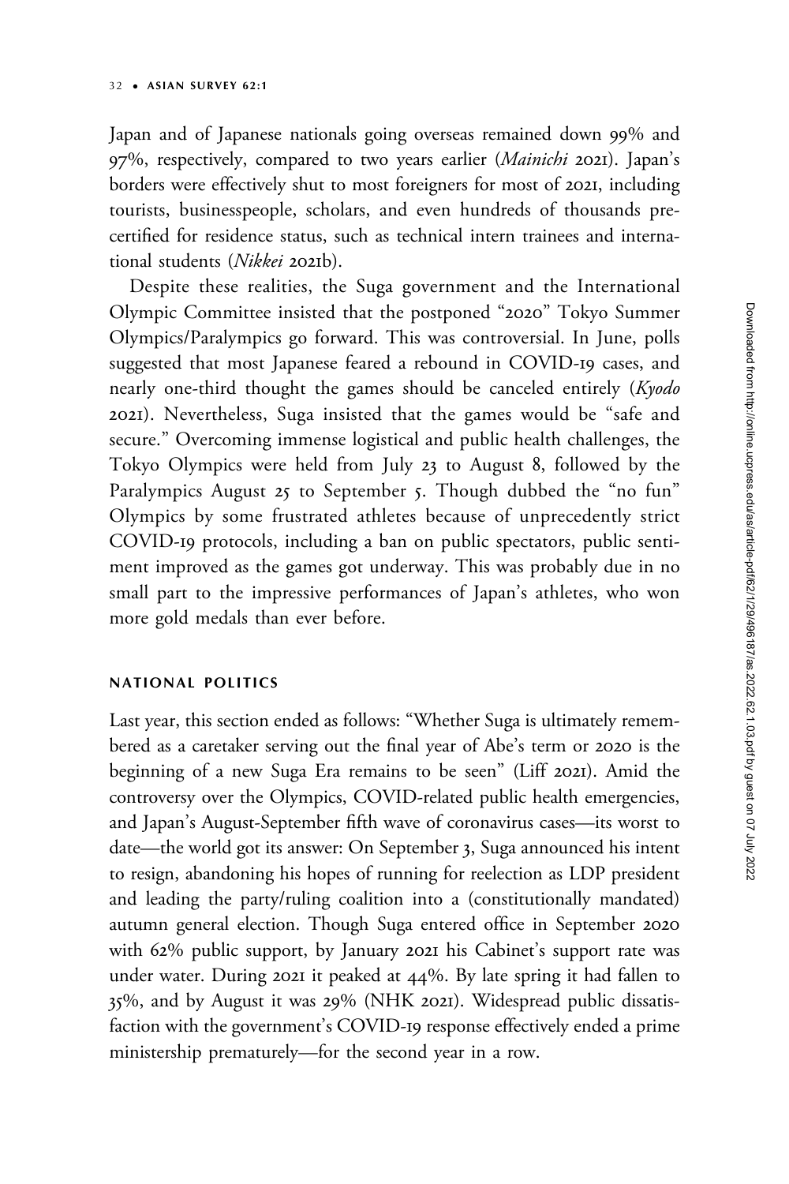Japan and of Japanese nationals going overseas remained down 99% and 97%, respectively, compared to two years earlier (*Mainichi* 2021). Japan's borders were effectively shut to most foreigners for most of 2021, including tourists, businesspeople, scholars, and even hundreds of thousands pre-certified for residence status, such as technical intern trainees and international students (*Nikkei* 2021b).

Despite these realities, the Suga government and the International Olympic Committee insisted that the postponed "2020" Tokyo Summer Olympics/Paralympics go forward. This was controversial. In June, polls suggested that most Japanese feared a rebound in COVID-19 cases, and nearly one-third thought the games should be canceled entirely (*Kyodo* 2021). Nevertheless, Suga insisted that the games would be "safe and secure." Overcoming immense logistical and public health challenges, the Tokyo Olympics were held from July 23 to August 8, followed by the Paralympics August 25 to September 5. Though dubbed the "no fun" Olympics by some frustrated athletes because of unprecedently strict COVID-19 protocols, including a ban on public spectators, public sentiment improved as the games got underway. This was probably due in no small part to the impressive performances of Japan's athletes, who won more gold medals than ever before.

## NATIONAL POLITICS

Last year, this section ended as follows: "Whether Suga is ultimately remembered as a caretaker serving out the final year of Abe's term or 2020 is the beginning of a new Suga Era remains to be seen" (Liff 2021). Amid the controversy over the Olympics, COVID-related public health emergencies, and Japan's August-September fifth wave of coronavirus cases—its worst to date—the world got its answer: On September 3, Suga announced his intent to resign, abandoning his hopes of running for reelection as LDP president and leading the party/ruling coalition into a (constitutionally mandated) autumn general election. Though Suga entered office in September 2020 with 62% public support, by January 2021 his Cabinet's support rate was under water. During 2021 it peaked at 44%. By late spring it had fallen to 35%, and by August it was 29% (NHK 2021). Widespread public dissatisfaction with the government's COVID-19 response effectively ended a prime ministership prematurely—for the second year in a row.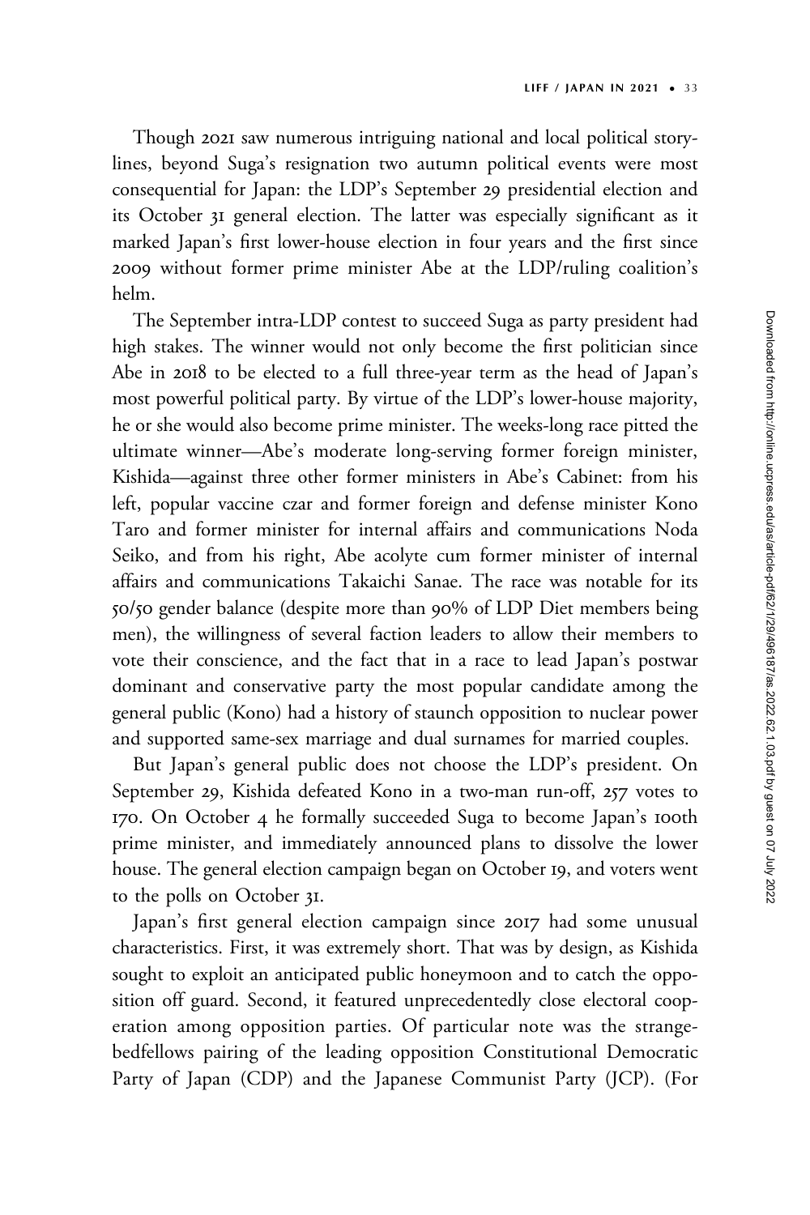Though 2021 saw numerous intriguing national and local political storylines, beyond Suga's resignation two autumn political events were most consequential for Japan: the LDP's September 29 presidential election and its October 31 general election. The latter was especially significant as it marked Japan's first lower-house election in four years and the first since 2009 without former prime minister Abe at the LDP/ruling coalition's helm.

The September intra-LDP contest to succeed Suga as party president had high stakes. The winner would not only become the first politician since Abe in 2018 to be elected to a full three-year term as the head of Japan's most powerful political party. By virtue of the LDP's lower-house majority, he or she would also become prime minister. The weeks-long race pitted the ultimate winner—Abe's moderate long-serving former foreign minister, Kishida—against three other former ministers in Abe's Cabinet: from his left, popular vaccine czar and former foreign and defense minister Kono Taro and former minister for internal affairs and communications Noda Seiko, and from his right, Abe acolyte cum former minister of internal affairs and communications Takaichi Sanae. The race was notable for its 50/50 gender balance (despite more than 90% of LDP Diet members being men), the willingness of several faction leaders to allow their members to vote their conscience, and the fact that in a race to lead Japan's postwar dominant and conservative party the most popular candidate among the general public (Kono) had a history of staunch opposition to nuclear power and supported same-sex marriage and dual surnames for married couples.

But Japan's general public does not choose the LDP's president. On September 29, Kishida defeated Kono in a two-man run-off, 257 votes to 170. On October 4 he formally succeeded Suga to become Japan's 100th prime minister, and immediately announced plans to dissolve the lower house. The general election campaign began on October 19, and voters went to the polls on October 31.

Japan's first general election campaign since 2017 had some unusual characteristics. First, it was extremely short. That was by design, as Kishida sought to exploit an anticipated public honeymoon and to catch the opposition off guard. Second, it featured unprecedentedly close electoral cooperation among opposition parties. Of particular note was the strange-bedfellows pairing of the leading opposition Constitutional Democratic Party of Japan (CDP) and the Japanese Communist Party (JCP). (For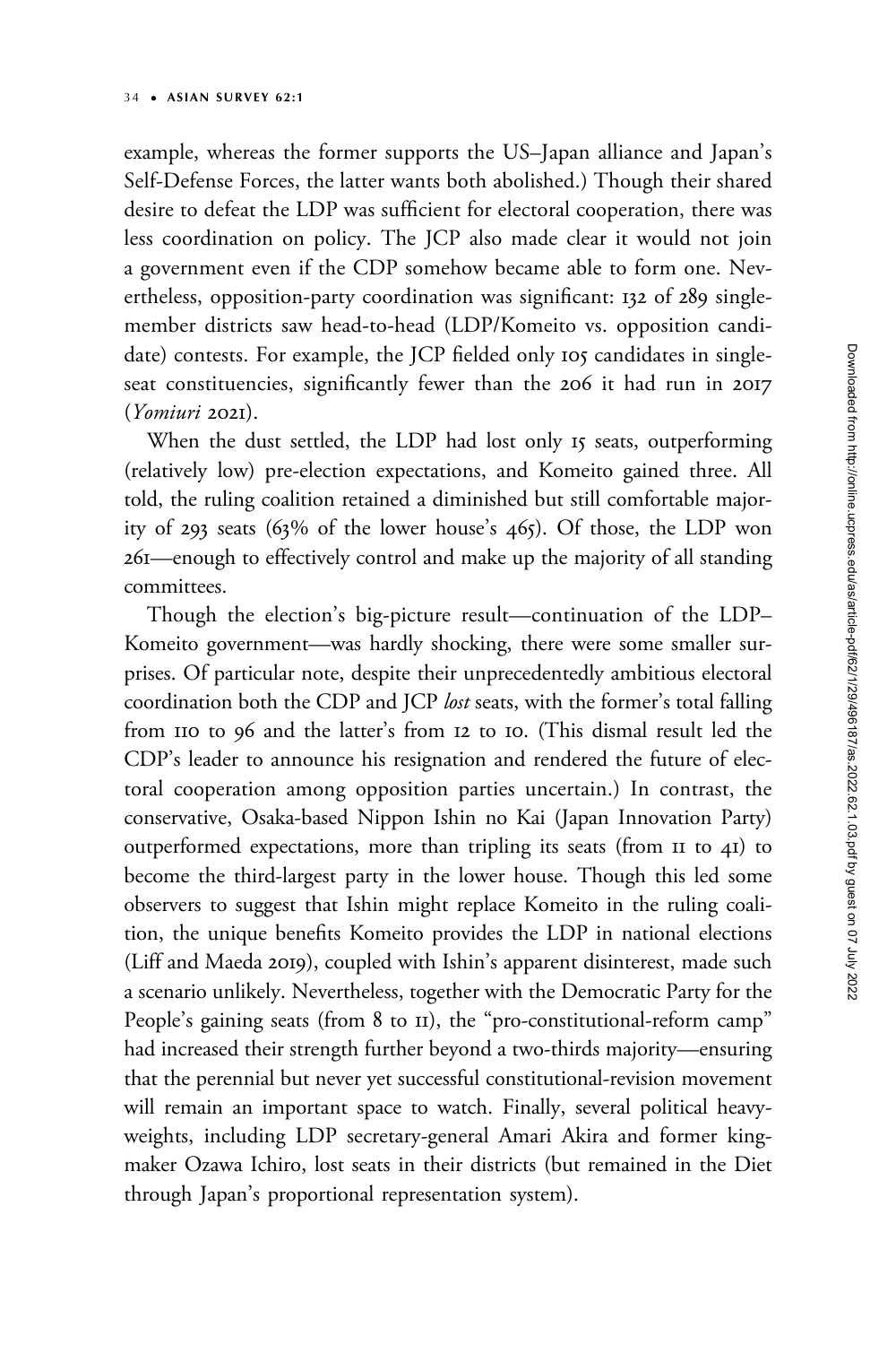example, whereas the former supports the US–Japan alliance and Japan's Self-Defense Forces, the latter wants both abolished.) Though their shared desire to defeat the LDP was sufficient for electoral cooperation, there was less coordination on policy. The JCP also made clear it would not join a government even if the CDP somehow became able to form one. Nevertheless, opposition-party coordination was significant: 132 of 289 single-member districts saw head-to-head (LDP/Komeito vs. opposition candidate) contests. For example, the JCP fielded only 105 candidates in single-seat constituencies, significantly fewer than the 206 it had run in 2017 (*Yomiuri* 2021).

When the dust settled, the LDP had lost only 15 seats, outperforming (relatively low) pre-election expectations, and Komeito gained three. All told, the ruling coalition retained a diminished but still comfortable majority of 293 seats (63% of the lower house's 465). Of those, the LDP won 261—enough to effectively control and make up the majority of all standing committees.

Though the election's big-picture result—continuation of the LDP–Komeito government—was hardly shocking, there were some smaller surprises. Of particular note, despite their unprecedentedly ambitious electoral coordination both the CDP and JCP *lost* seats, with the former's total falling from 110 to 96 and the latter's from 12 to 10. (This dismal result led the CDP's leader to announce his resignation and rendered the future of electoral cooperation among opposition parties uncertain.) In contrast, the conservative, Osaka-based Nippon Ishin no Kai (Japan Innovation Party) outperformed expectations, more than tripling its seats (from 11 to 41) to become the third-largest party in the lower house. Though this led some observers to suggest that Ishin might replace Komeito in the ruling coalition, the unique benefits Komeito provides the LDP in national elections (Liff and Maeda 2019), coupled with Ishin's apparent disinterest, made such a scenario unlikely. Nevertheless, together with the Democratic Party for the People's gaining seats (from 8 to 11), the "pro-constitutional-reform camp" had increased their strength further beyond a two-thirds majority—ensuring that the perennial but never yet successful constitutional-revision movement will remain an important space to watch. Finally, several political heavyweights, including LDP secretary-general Amari Akira and former kingmaker Ozawa Ichiro, lost seats in their districts (but remained in the Diet through Japan's proportional representation system).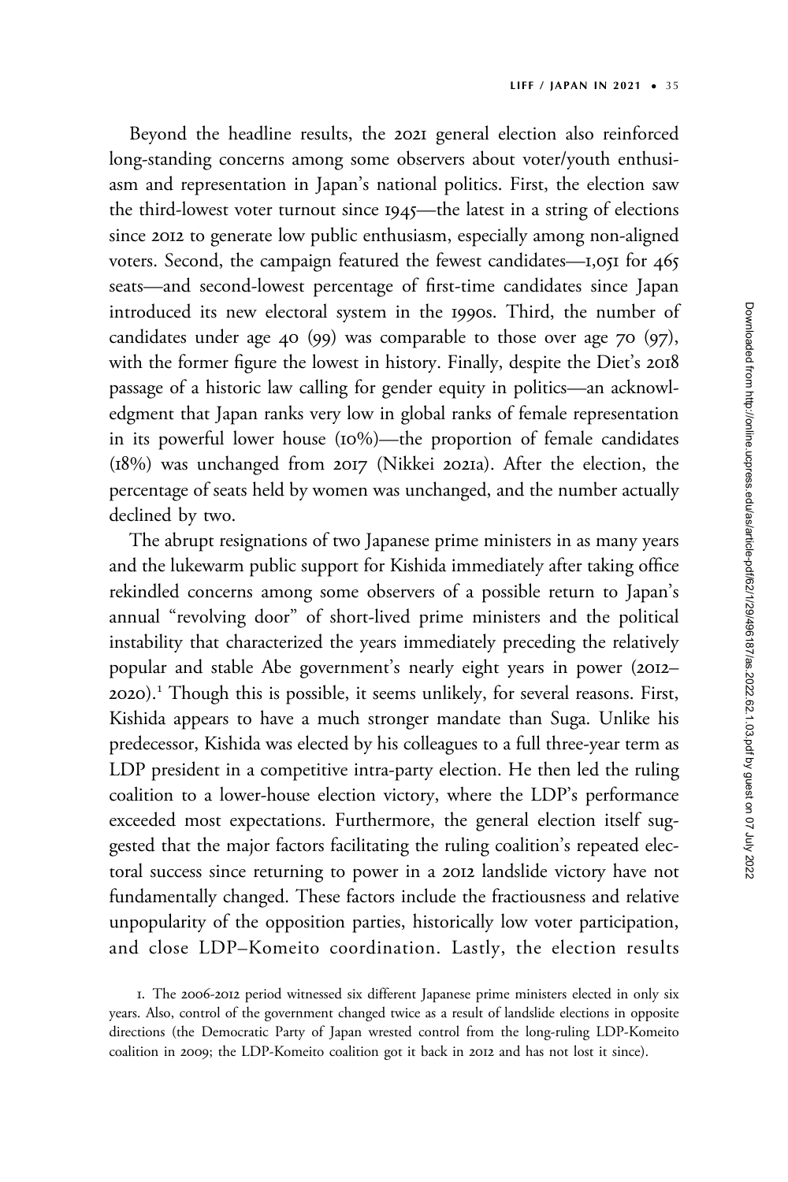Beyond the headline results, the 2021 general election also reinforced long-standing concerns among some observers about voter/youth enthusiasm and representation in Japan's national politics. First, the election saw the third-lowest voter turnout since 1945—the latest in a string of elections since 2012 to generate low public enthusiasm, especially among non-aligned voters. Second, the campaign featured the fewest candidates—1,051 for 465 seats—and second-lowest percentage of first-time candidates since Japan introduced its new electoral system in the 1990s. Third, the number of candidates under age 40 (99) was comparable to those over age 70 (97), with the former figure the lowest in history. Finally, despite the Diet's 2018 passage of a historic law calling for gender equity in politics—an acknowledgment that Japan ranks very low in global ranks of female representation in its powerful lower house (10%)—the proportion of female candidates (18%) was unchanged from 2017 (Nikkei 2021a). After the election, the percentage of seats held by women was unchanged, and the number actually declined by two.

The abrupt resignations of two Japanese prime ministers in as many years and the lukewarm public support for Kishida immediately after taking office rekindled concerns among some observers of a possible return to Japan's annual "revolving door" of short-lived prime ministers and the political instability that characterized the years immediately preceding the relatively popular and stable Abe government's nearly eight years in power (2012–2020).[1] Though this is possible, it seems unlikely, for several reasons. First, Kishida appears to have a much stronger mandate than Suga. Unlike his predecessor, Kishida was elected by his colleagues to a full three-year term as LDP president in a competitive intra-party election. He then led the ruling coalition to a lower-house election victory, where the LDP's performance exceeded most expectations. Furthermore, the general election itself suggested that the major factors facilitating the ruling coalition's repeated electoral success since returning to power in a 2012 landslide victory have not fundamentally changed. These factors include the fractiousness and relative unpopularity of the opposition parties, historically low voter participation, and close LDP–Komeito coordination. Lastly, the election results

1. The 2006-2012 period witnessed six different Japanese prime ministers elected in only six years. Also, control of the government changed twice as a result of landslide elections in opposite directions (the Democratic Party of Japan wrested control from the long-ruling LDP-Komeito coalition in 2009; the LDP-Komeito coalition got it back in 2012 and has not lost it since).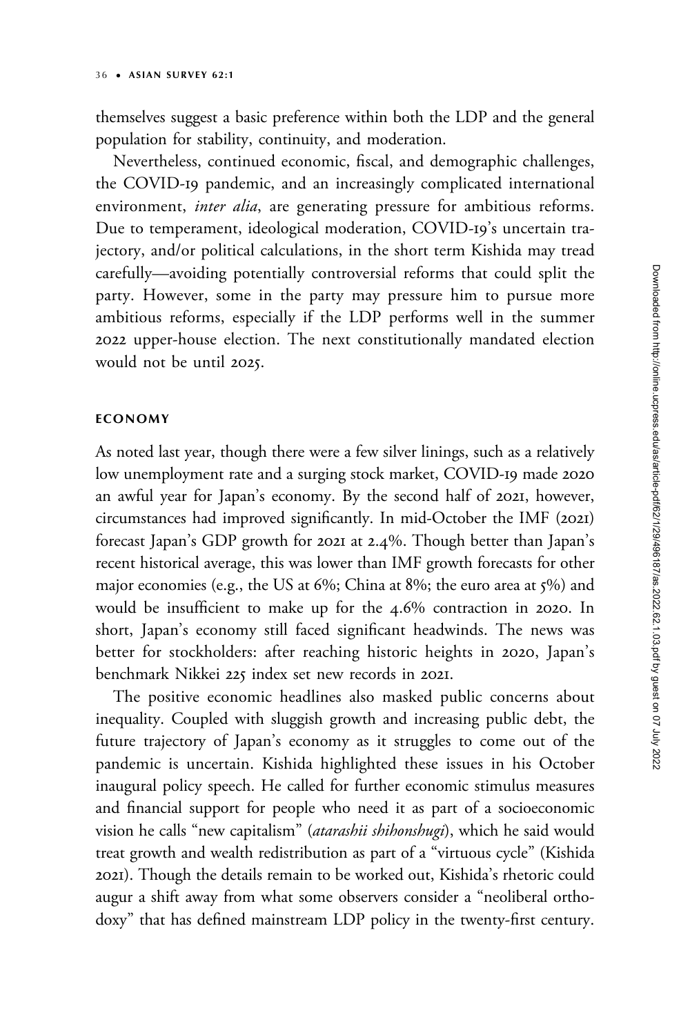themselves suggest a basic preference within both the LDP and the general population for stability, continuity, and moderation.

Nevertheless, continued economic, fiscal, and demographic challenges, the COVID-19 pandemic, and an increasingly complicated international environment, *inter alia*, are generating pressure for ambitious reforms. Due to temperament, ideological moderation, COVID-19's uncertain trajectory, and/or political calculations, in the short term Kishida may tread carefully—avoiding potentially controversial reforms that could split the party. However, some in the party may pressure him to pursue more ambitious reforms, especially if the LDP performs well in the summer 2022 upper-house election. The next constitutionally mandated election would not be until 2025.

## ECONOMY

As noted last year, though there were a few silver linings, such as a relatively low unemployment rate and a surging stock market, COVID-19 made 2020 an awful year for Japan's economy. By the second half of 2021, however, circumstances had improved significantly. In mid-October the IMF (2021) forecast Japan's GDP growth for 2021 at 2.4%. Though better than Japan's recent historical average, this was lower than IMF growth forecasts for other major economies (e.g., the US at 6%; China at 8%; the euro area at 5%) and would be insufficient to make up for the 4.6% contraction in 2020. In short, Japan's economy still faced significant headwinds. The news was better for stockholders: after reaching historic heights in 2020, Japan's benchmark Nikkei 225 index set new records in 2021.

The positive economic headlines also masked public concerns about inequality. Coupled with sluggish growth and increasing public debt, the future trajectory of Japan's economy as it struggles to come out of the pandemic is uncertain. Kishida highlighted these issues in his October inaugural policy speech. He called for further economic stimulus measures and financial support for people who need it as part of a socioeconomic vision he calls "new capitalism" (*atarashii shihonshugi*), which he said would treat growth and wealth redistribution as part of a "virtuous cycle" (Kishida 2021). Though the details remain to be worked out, Kishida's rhetoric could augur a shift away from what some observers consider a "neoliberal orthodoxy" that has defined mainstream LDP policy in the twenty-first century.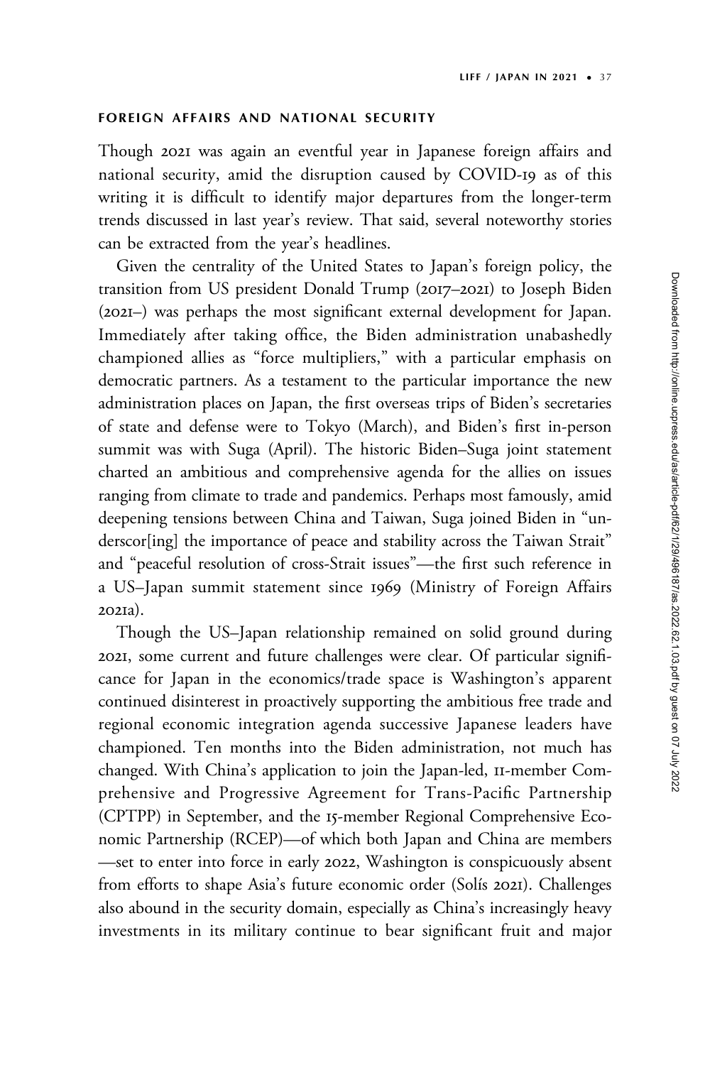## FOREIGN AFFAIRS AND NATIONAL SECURITY

Though 2021 was again an eventful year in Japanese foreign affairs and national security, amid the disruption caused by COVID-19 as of this writing it is difficult to identify major departures from the longer-term trends discussed in last year's review. That said, several noteworthy stories can be extracted from the year's headlines.

Given the centrality of the United States to Japan's foreign policy, the transition from US president Donald Trump (2017–2021) to Joseph Biden (2021–) was perhaps the most significant external development for Japan. Immediately after taking office, the Biden administration unabashedly championed allies as "force multipliers," with a particular emphasis on democratic partners. As a testament to the particular importance the new administration places on Japan, the first overseas trips of Biden's secretaries of state and defense were to Tokyo (March), and Biden's first in-person summit was with Suga (April). The historic Biden–Suga joint statement charted an ambitious and comprehensive agenda for the allies on issues ranging from climate to trade and pandemics. Perhaps most famously, amid deepening tensions between China and Taiwan, Suga joined Biden in "underscor[ing] the importance of peace and stability across the Taiwan Strait" and "peaceful resolution of cross-Strait issues"—the first such reference in a US–Japan summit statement since 1969 (Ministry of Foreign Affairs 2021a).

Though the US–Japan relationship remained on solid ground during 2021, some current and future challenges were clear. Of particular significance for Japan in the economics/trade space is Washington's apparent continued disinterest in proactively supporting the ambitious free trade and regional economic integration agenda successive Japanese leaders have championed. Ten months into the Biden administration, not much has changed. With China's application to join the Japan-led, 11-member Comprehensive and Progressive Agreement for Trans-Pacific Partnership (CPTPP) in September, and the 15-member Regional Comprehensive Economic Partnership (RCEP)—of which both Japan and China are members—set to enter into force in early 2022, Washington is conspicuously absent from efforts to shape Asia's future economic order (Solís 2021). Challenges also abound in the security domain, especially as China's increasingly heavy investments in its military continue to bear significant fruit and major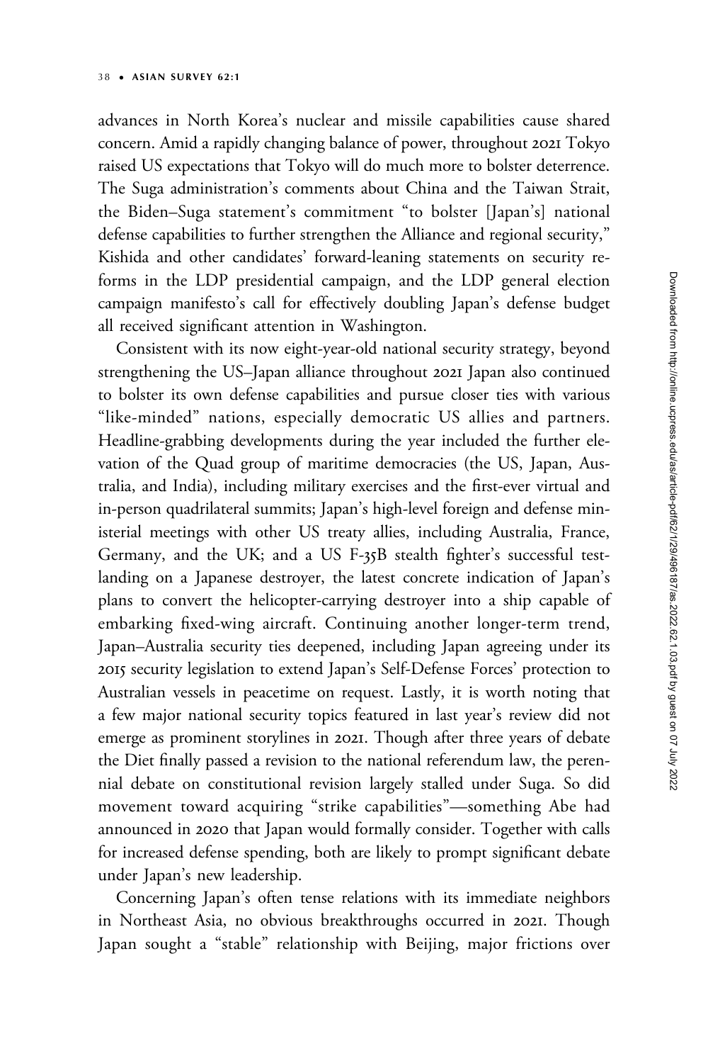advances in North Korea's nuclear and missile capabilities cause shared concern. Amid a rapidly changing balance of power, throughout 2021 Tokyo raised US expectations that Tokyo will do much more to bolster deterrence. The Suga administration's comments about China and the Taiwan Strait, the Biden–Suga statement's commitment "to bolster [Japan's] national defense capabilities to further strengthen the Alliance and regional security," Kishida and other candidates' forward-leaning statements on security reforms in the LDP presidential campaign, and the LDP general election campaign manifesto's call for effectively doubling Japan's defense budget all received significant attention in Washington.

Consistent with its now eight-year-old national security strategy, beyond strengthening the US–Japan alliance throughout 2021 Japan also continued to bolster its own defense capabilities and pursue closer ties with various "like-minded" nations, especially democratic US allies and partners. Headline-grabbing developments during the year included the further elevation of the Quad group of maritime democracies (the US, Japan, Australia, and India), including military exercises and the first-ever virtual and in-person quadrilateral summits; Japan's high-level foreign and defense ministerial meetings with other US treaty allies, including Australia, France, Germany, and the UK; and a US F-35B stealth fighter's successful test-landing on a Japanese destroyer, the latest concrete indication of Japan's plans to convert the helicopter-carrying destroyer into a ship capable of embarking fixed-wing aircraft. Continuing another longer-term trend, Japan–Australia security ties deepened, including Japan agreeing under its 2015 security legislation to extend Japan's Self-Defense Forces' protection to Australian vessels in peacetime on request. Lastly, it is worth noting that a few major national security topics featured in last year's review did not emerge as prominent storylines in 2021. Though after three years of debate the Diet finally passed a revision to the national referendum law, the perennial debate on constitutional revision largely stalled under Suga. So did movement toward acquiring "strike capabilities"—something Abe had announced in 2020 that Japan would formally consider. Together with calls for increased defense spending, both are likely to prompt significant debate under Japan's new leadership.

Concerning Japan's often tense relations with its immediate neighbors in Northeast Asia, no obvious breakthroughs occurred in 2021. Though Japan sought a "stable" relationship with Beijing, major frictions over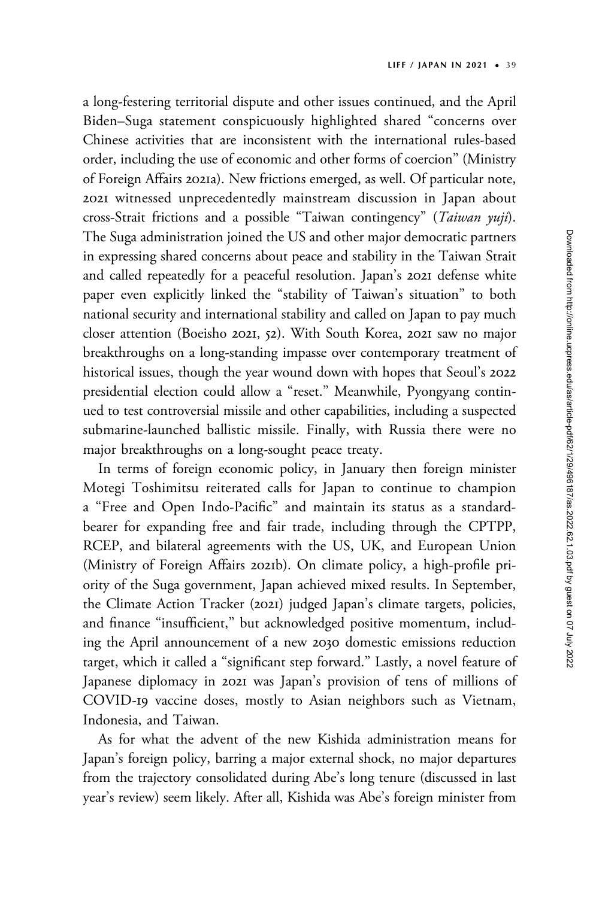a long-festering territorial dispute and other issues continued, and the April Biden–Suga statement conspicuously highlighted shared "concerns over Chinese activities that are inconsistent with the international rules-based order, including the use of economic and other forms of coercion" (Ministry of Foreign Affairs 2021a). New frictions emerged, as well. Of particular note, 2021 witnessed unprecedentedly mainstream discussion in Japan about cross-Strait frictions and a possible "Taiwan contingency" (*Taiwan yuji*). The Suga administration joined the US and other major democratic partners in expressing shared concerns about peace and stability in the Taiwan Strait and called repeatedly for a peaceful resolution. Japan's 2021 defense white paper even explicitly linked the "stability of Taiwan's situation" to both national security and international stability and called on Japan to pay much closer attention (Boeisho 2021, 52). With South Korea, 2021 saw no major breakthroughs on a long-standing impasse over contemporary treatment of historical issues, though the year wound down with hopes that Seoul's 2022 presidential election could allow a "reset." Meanwhile, Pyongyang continued to test controversial missile and other capabilities, including a suspected submarine-launched ballistic missile. Finally, with Russia there were no major breakthroughs on a long-sought peace treaty.

In terms of foreign economic policy, in January then foreign minister Motegi Toshimitsu reiterated calls for Japan to continue to champion a "Free and Open Indo-Pacific" and maintain its status as a standard-bearer for expanding free and fair trade, including through the CPTPP, RCEP, and bilateral agreements with the US, UK, and European Union (Ministry of Foreign Affairs 2021b). On climate policy, a high-profile priority of the Suga government, Japan achieved mixed results. In September, the Climate Action Tracker (2021) judged Japan's climate targets, policies, and finance "insufficient," but acknowledged positive momentum, including the April announcement of a new 2030 domestic emissions reduction target, which it called a "significant step forward." Lastly, a novel feature of Japanese diplomacy in 2021 was Japan's provision of tens of millions of COVID-19 vaccine doses, mostly to Asian neighbors such as Vietnam, Indonesia, and Taiwan.

As for what the advent of the new Kishida administration means for Japan's foreign policy, barring a major external shock, no major departures from the trajectory consolidated during Abe's long tenure (discussed in last year's review) seem likely. After all, Kishida was Abe's foreign minister from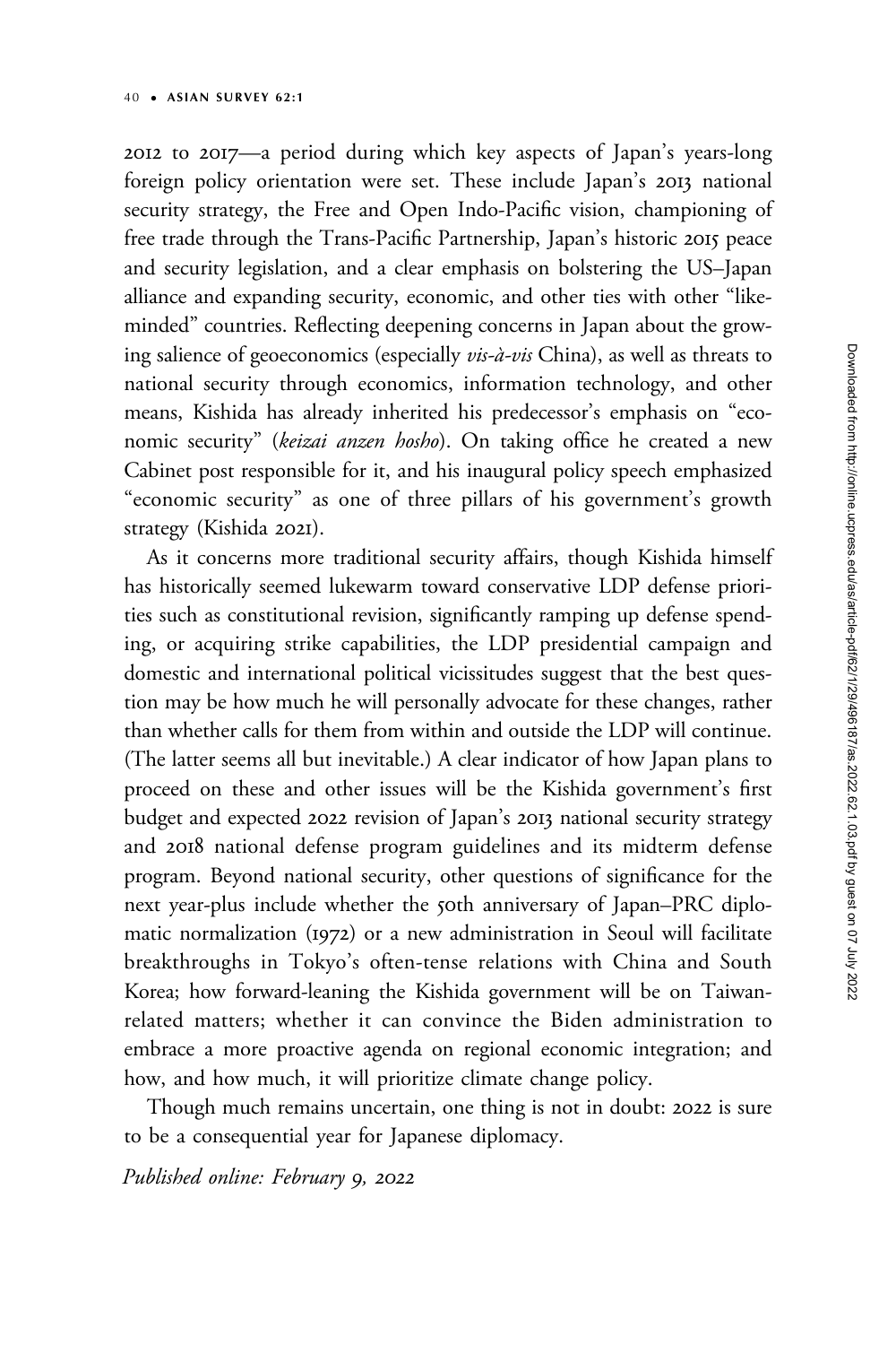2012 to 2017—a period during which key aspects of Japan's years-long foreign policy orientation were set. These include Japan's 2013 national security strategy, the Free and Open Indo-Pacific vision, championing of free trade through the Trans-Pacific Partnership, Japan's historic 2015 peace and security legislation, and a clear emphasis on bolstering the US–Japan alliance and expanding security, economic, and other ties with other "like-minded" countries. Reflecting deepening concerns in Japan about the growing salience of geoeconomics (especially *vis-à-vis* China), as well as threats to national security through economics, information technology, and other means, Kishida has already inherited his predecessor's emphasis on "economic security" (*keizai anzen hosho*). On taking office he created a new Cabinet post responsible for it, and his inaugural policy speech emphasized "economic security" as one of three pillars of his government's growth strategy (Kishida 2021).

As it concerns more traditional security affairs, though Kishida himself has historically seemed lukewarm toward conservative LDP defense priorities such as constitutional revision, significantly ramping up defense spending, or acquiring strike capabilities, the LDP presidential campaign and domestic and international political vicissitudes suggest that the best question may be how much he will personally advocate for these changes, rather than whether calls for them from within and outside the LDP will continue. (The latter seems all but inevitable.) A clear indicator of how Japan plans to proceed on these and other issues will be the Kishida government's first budget and expected 2022 revision of Japan's 2013 national security strategy and 2018 national defense program guidelines and its midterm defense program. Beyond national security, other questions of significance for the next year-plus include whether the 50th anniversary of Japan–PRC diplomatic normalization (1972) or a new administration in Seoul will facilitate breakthroughs in Tokyo's often-tense relations with China and South Korea; how forward-leaning the Kishida government will be on Taiwan-related matters; whether it can convince the Biden administration to embrace a more proactive agenda on regional economic integration; and how, and how much, it will prioritize climate change policy.

Though much remains uncertain, one thing is not in doubt: 2022 is sure to be a consequential year for Japanese diplomacy.

*Published online: February 9, 2022*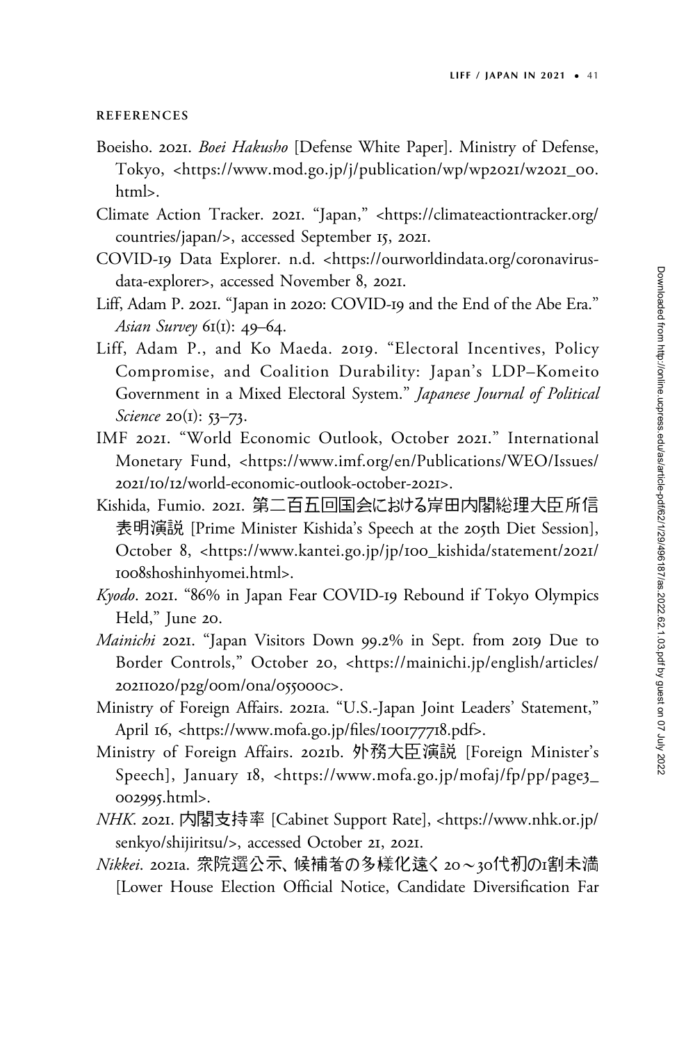## REFERENCES

Boeisho. 2021. *Boei Hakusho* [Defense White Paper]. Ministry of Defense, Tokyo, <https://www.mod.go.jp/j/publication/wp/wp2021/w2021_00.html>.

Climate Action Tracker. 2021. "Japan," <https://climateactiontracker.org/countries/japan/>, accessed September 15, 2021.

COVID-19 Data Explorer. n.d. <https://ourworldindata.org/coronavirus-data-explorer>, accessed November 8, 2021.

Liff, Adam P. 2021. "Japan in 2020: COVID-19 and the End of the Abe Era." *Asian Survey* 61(1): 49–64.

Liff, Adam P., and Ko Maeda. 2019. "Electoral Incentives, Policy Compromise, and Coalition Durability: Japan's LDP–Komeito Government in a Mixed Electoral System." *Japanese Journal of Political Science* 20(1): 53–73.

IMF 2021. "World Economic Outlook, October 2021." International Monetary Fund, <https://www.imf.org/en/Publications/WEO/Issues/2021/10/12/world-economic-outlook-october-2021>.

Kishida, Fumio. 2021. 第二百五回国会における岸田内閣総理大臣所信表明演説 [Prime Minister Kishida's Speech at the 205th Diet Session], October 8, <https://www.kantei.go.jp/jp/100_kishida/statement/2021/1008shoshinhyomei.html>.

*Kyodo*. 2021. "86% in Japan Fear COVID-19 Rebound if Tokyo Olympics Held," June 20.

*Mainichi* 2021. "Japan Visitors Down 99.2% in Sept. from 2019 Due to Border Controls," October 20, <https://mainichi.jp/english/articles/20211020/p2g/00m/0na/055000c>.

Ministry of Foreign Affairs. 2021a. "U.S.-Japan Joint Leaders' Statement," April 16, <https://www.mofa.go.jp/files/100177718.pdf>.

Ministry of Foreign Affairs. 2021b. 外務大臣演説 [Foreign Minister's Speech], January 18, <https://www.mofa.go.jp/mofaj/fp/pp/page3_002995.html>.

*NHK*. 2021. 内閣支持率 [Cabinet Support Rate], <https://www.nhk.or.jp/senkyo/shijiritsu/>, accessed October 21, 2021.

*Nikkei*. 2021a. 衆院選公示、候補者の多様化遠く 20～30代初の1割未満 [Lower House Election Official Notice, Candidate Diversification Far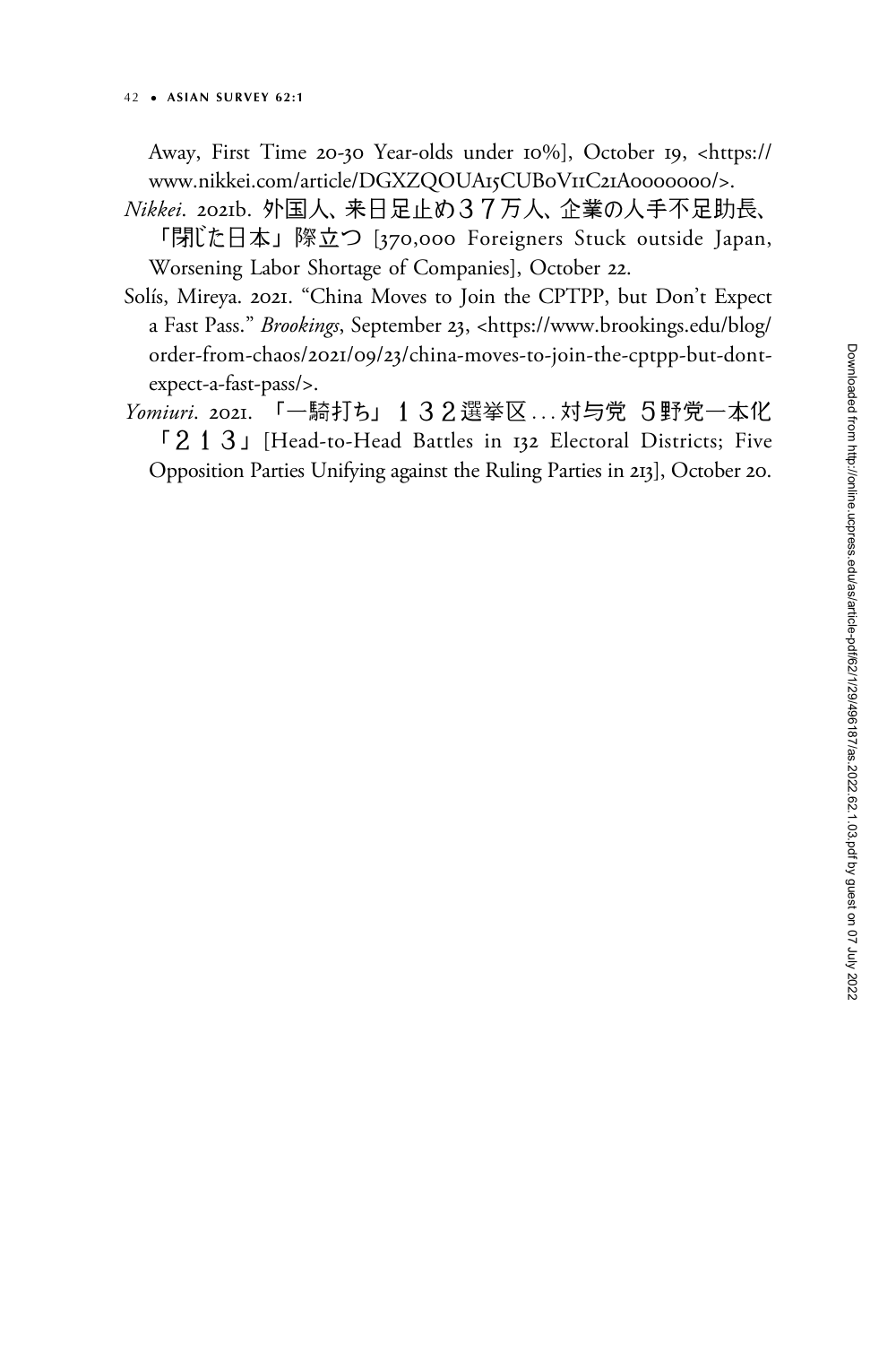Away, First Time 20-30 Year-olds under 10%], October 19, <https://www.nikkei.com/article/DGXZQOUA15CUB0V11C21A0000000/>.

*Nikkei*. 2021b. 外国人、来日足止め３７万人、企業の人手不足助長、「閉じた日本」際立つ [370,000 Foreigners Stuck outside Japan, Worsening Labor Shortage of Companies], October 22.

Solís, Mireya. 2021. "China Moves to Join the CPTPP, but Don't Expect a Fast Pass." *Brookings*, September 23, <https://www.brookings.edu/blog/order-from-chaos/2021/09/23/china-moves-to-join-the-cptpp-but-dont-expect-a-fast-pass/>.

*Yomiuri*. 2021. 「一騎打ち」１３２選挙区…対与党 ５野党一本化「２１３」[Head-to-Head Battles in 132 Electoral Districts; Five Opposition Parties Unifying against the Ruling Parties in 213], October 20.